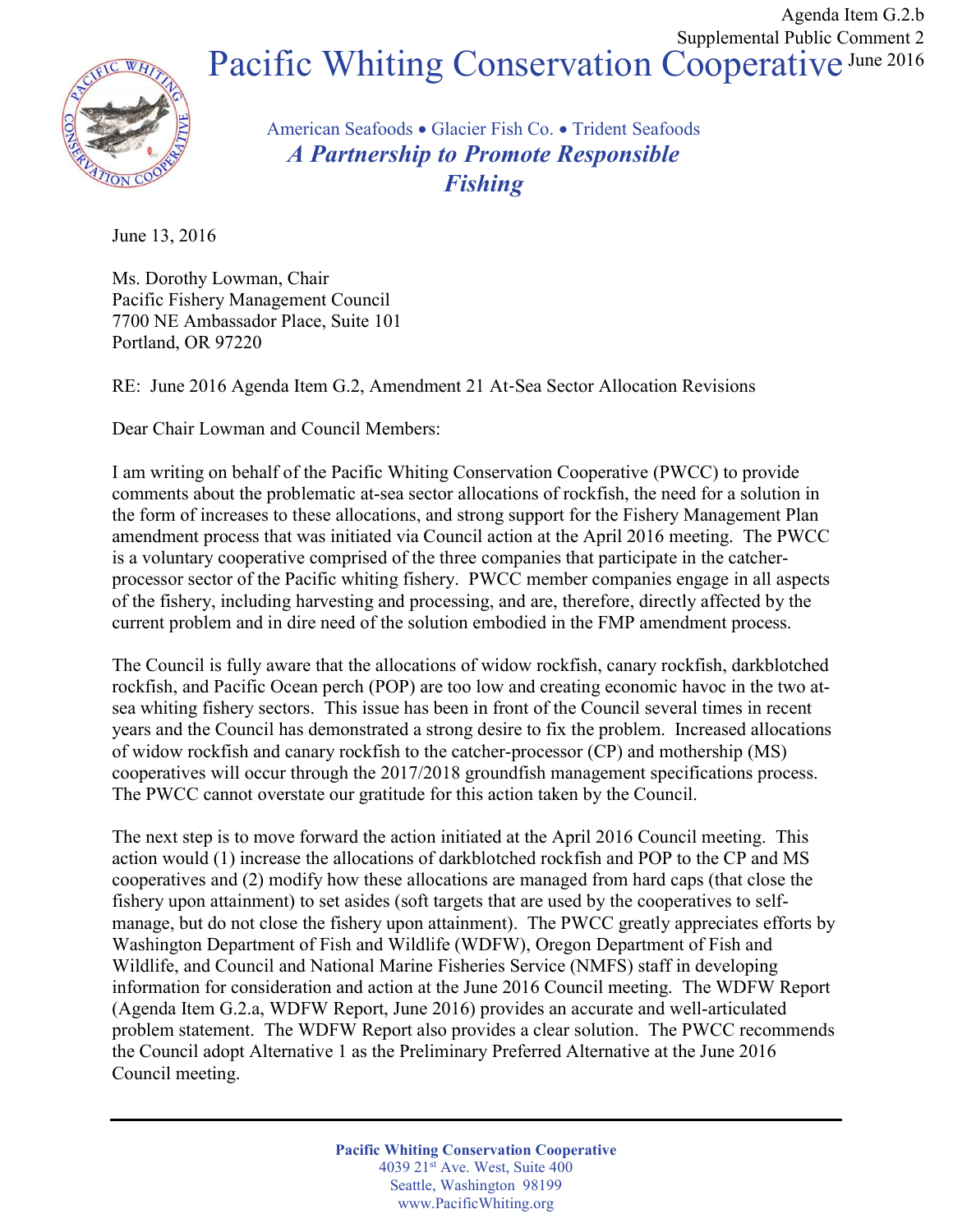Agenda Item G.2.b
Supplemental Public Comment 2
June 2016

# Pacific Whiting Conservation Cooperative

American Seafoods • Glacier Fish Co. • Trident Seafoods

***A Partnership to Promote Responsible Fishing***

June 13, 2016

Ms. Dorothy Lowman, Chair
Pacific Fishery Management Council
7700 NE Ambassador Place, Suite 101
Portland, OR 97220

RE: June 2016 Agenda Item G.2, Amendment 21 At-Sea Sector Allocation Revisions

Dear Chair Lowman and Council Members:

I am writing on behalf of the Pacific Whiting Conservation Cooperative (PWCC) to provide comments about the problematic at-sea sector allocations of rockfish, the need for a solution in the form of increases to these allocations, and strong support for the Fishery Management Plan amendment process that was initiated via Council action at the April 2016 meeting. The PWCC is a voluntary cooperative comprised of the three companies that participate in the catcher-processor sector of the Pacific whiting fishery. PWCC member companies engage in all aspects of the fishery, including harvesting and processing, and are, therefore, directly affected by the current problem and in dire need of the solution embodied in the FMP amendment process.

The Council is fully aware that the allocations of widow rockfish, canary rockfish, darkblotched rockfish, and Pacific Ocean perch (POP) are too low and creating economic havoc in the two at-sea whiting fishery sectors. This issue has been in front of the Council several times in recent years and the Council has demonstrated a strong desire to fix the problem. Increased allocations of widow rockfish and canary rockfish to the catcher-processor (CP) and mothership (MS) cooperatives will occur through the 2017/2018 groundfish management specifications process. The PWCC cannot overstate our gratitude for this action taken by the Council.

The next step is to move forward the action initiated at the April 2016 Council meeting. This action would (1) increase the allocations of darkblotched rockfish and POP to the CP and MS cooperatives and (2) modify how these allocations are managed from hard caps (that close the fishery upon attainment) to set asides (soft targets that are used by the cooperatives to self-manage, but do not close the fishery upon attainment). The PWCC greatly appreciates efforts by Washington Department of Fish and Wildlife (WDFW), Oregon Department of Fish and Wildlife, and Council and National Marine Fisheries Service (NMFS) staff in developing information for consideration and action at the June 2016 Council meeting. The WDFW Report (Agenda Item G.2.a, WDFW Report, June 2016) provides an accurate and well-articulated problem statement. The WDFW Report also provides a clear solution. The PWCC recommends the Council adopt Alternative 1 as the Preliminary Preferred Alternative at the June 2016 Council meeting.

**Pacific Whiting Conservation Cooperative**
4039 21st Ave. West, Suite 400
Seattle, Washington 98199
www.PacificWhiting.org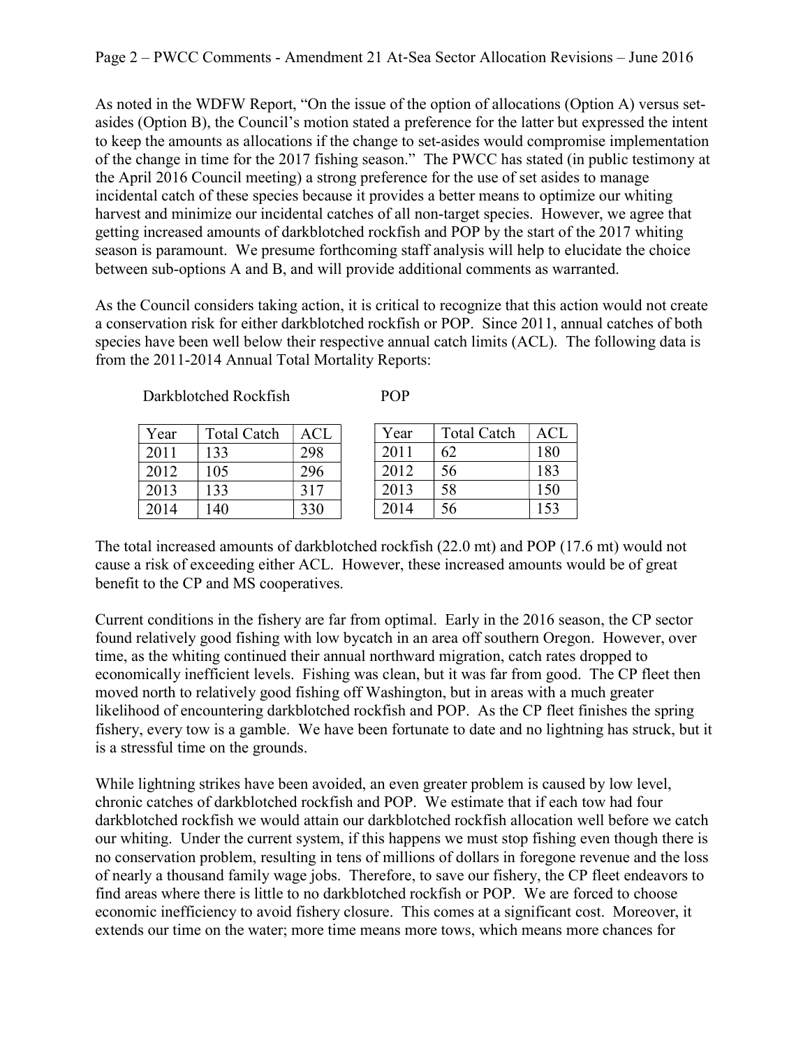As noted in the WDFW Report, "On the issue of the option of allocations (Option A) versus set-asides (Option B), the Council's motion stated a preference for the latter but expressed the intent to keep the amounts as allocations if the change to set-asides would compromise implementation of the change in time for the 2017 fishing season." The PWCC has stated (in public testimony at the April 2016 Council meeting) a strong preference for the use of set asides to manage incidental catch of these species because it provides a better means to optimize our whiting harvest and minimize our incidental catches of all non-target species. However, we agree that getting increased amounts of darkblotched rockfish and POP by the start of the 2017 whiting season is paramount. We presume forthcoming staff analysis will help to elucidate the choice between sub-options A and B, and will provide additional comments as warranted.

As the Council considers taking action, it is critical to recognize that this action would not create a conservation risk for either darkblotched rockfish or POP. Since 2011, annual catches of both species have been well below their respective annual catch limits (ACL). The following data is from the 2011-2014 Annual Total Mortality Reports:

Darkblotched Rockfish

| Year | Total Catch | ACL |
|---|---|---|
| 2011 | 133 | 298 |
| 2012 | 105 | 296 |
| 2013 | 133 | 317 |
| 2014 | 140 | 330 |

POP

| Year | Total Catch | ACL |
|---|---|---|
| 2011 | 62 | 180 |
| 2012 | 56 | 183 |
| 2013 | 58 | 150 |
| 2014 | 56 | 153 |

The total increased amounts of darkblotched rockfish (22.0 mt) and POP (17.6 mt) would not cause a risk of exceeding either ACL. However, these increased amounts would be of great benefit to the CP and MS cooperatives.

Current conditions in the fishery are far from optimal. Early in the 2016 season, the CP sector found relatively good fishing with low bycatch in an area off southern Oregon. However, over time, as the whiting continued their annual northward migration, catch rates dropped to economically inefficient levels. Fishing was clean, but it was far from good. The CP fleet then moved north to relatively good fishing off Washington, but in areas with a much greater likelihood of encountering darkblotched rockfish and POP. As the CP fleet finishes the spring fishery, every tow is a gamble. We have been fortunate to date and no lightning has struck, but it is a stressful time on the grounds.

While lightning strikes have been avoided, an even greater problem is caused by low level, chronic catches of darkblotched rockfish and POP. We estimate that if each tow had four darkblotched rockfish we would attain our darkblotched rockfish allocation well before we catch our whiting. Under the current system, if this happens we must stop fishing even though there is no conservation problem, resulting in tens of millions of dollars in foregone revenue and the loss of nearly a thousand family wage jobs. Therefore, to save our fishery, the CP fleet endeavors to find areas where there is little to no darkblotched rockfish or POP. We are forced to choose economic inefficiency to avoid fishery closure. This comes at a significant cost. Moreover, it extends our time on the water; more time means more tows, which means more chances for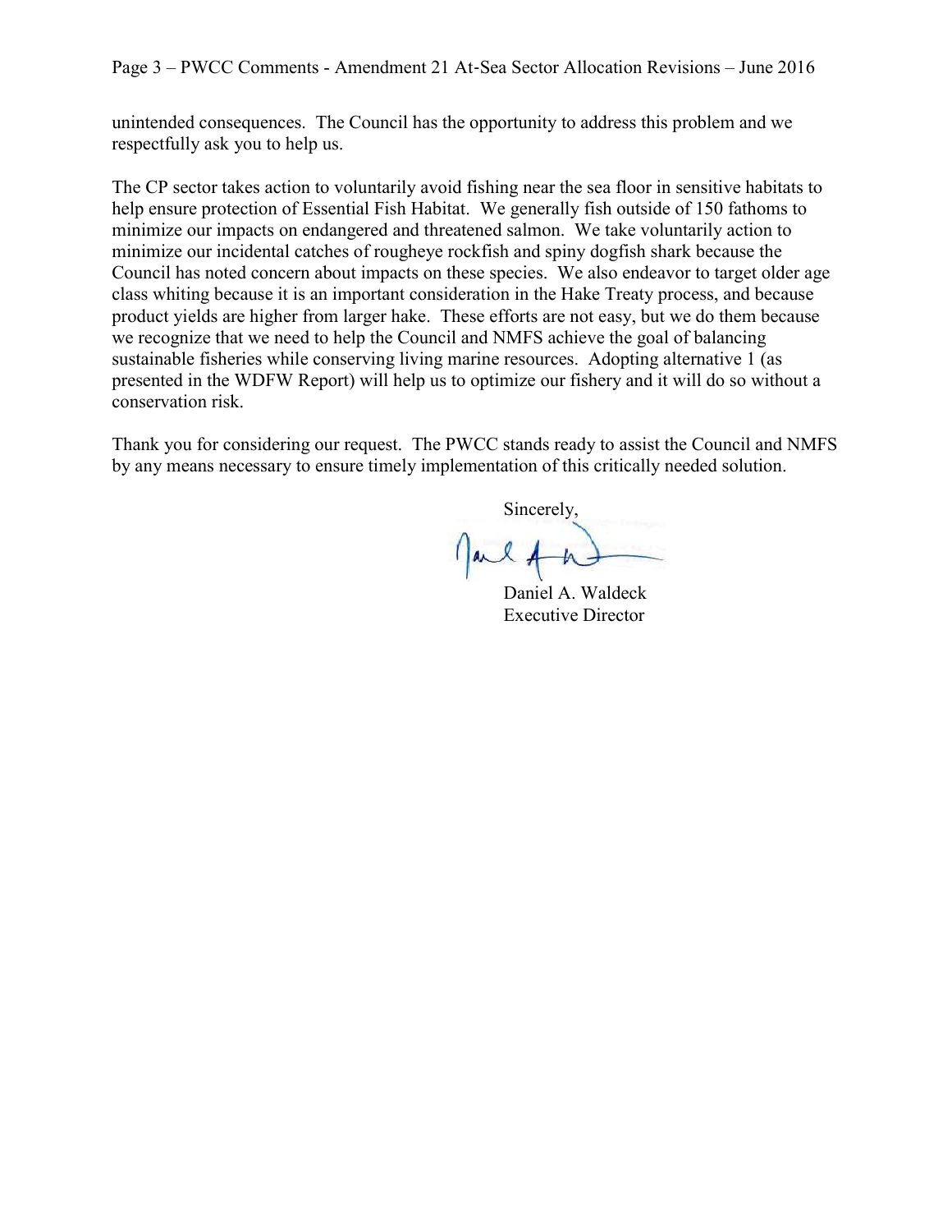unintended consequences. The Council has the opportunity to address this problem and we respectfully ask you to help us.

The CP sector takes action to voluntarily avoid fishing near the sea floor in sensitive habitats to help ensure protection of Essential Fish Habitat. We generally fish outside of 150 fathoms to minimize our impacts on endangered and threatened salmon. We take voluntarily action to minimize our incidental catches of rougheye rockfish and spiny dogfish shark because the Council has noted concern about impacts on these species. We also endeavor to target older age class whiting because it is an important consideration in the Hake Treaty process, and because product yields are higher from larger hake. These efforts are not easy, but we do them because we recognize that we need to help the Council and NMFS achieve the goal of balancing sustainable fisheries while conserving living marine resources. Adopting alternative 1 (as presented in the WDFW Report) will help us to optimize our fishery and it will do so without a conservation risk.

Thank you for considering our request. The PWCC stands ready to assist the Council and NMFS by any means necessary to ensure timely implementation of this critically needed solution.

Sincerely,

Daniel A. Waldeck
Executive Director